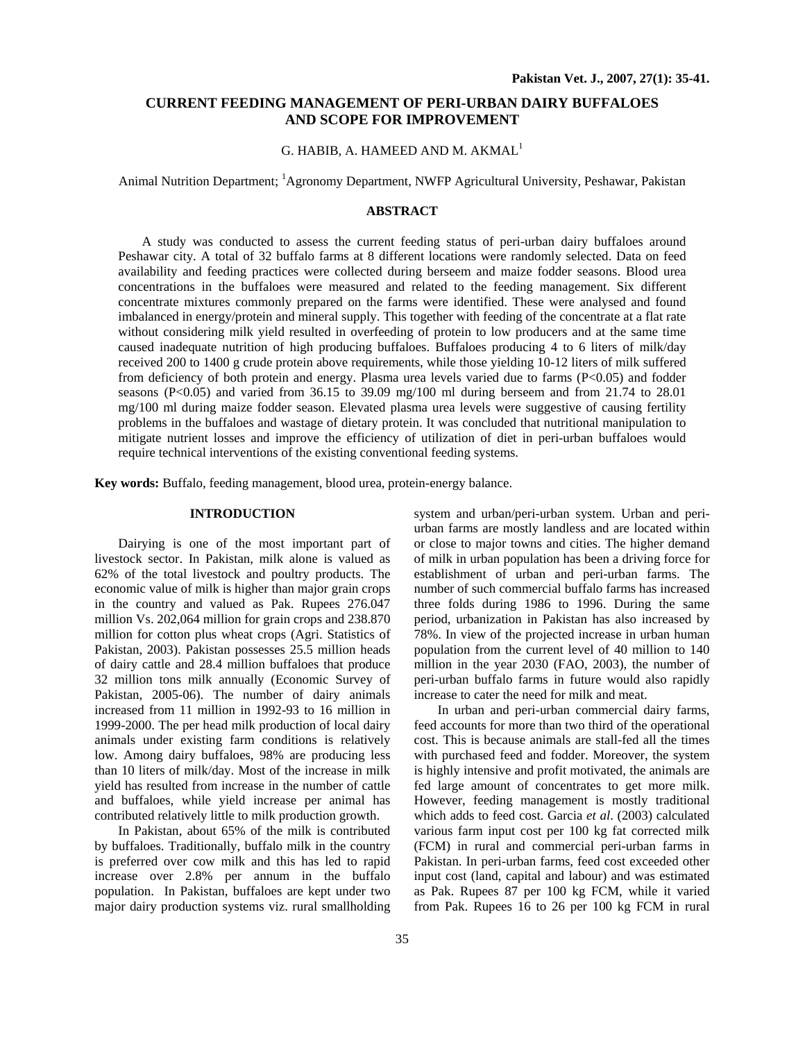# CURRENT FEEDING MANAGEMENT OF PERI-URBAN DAIRY BUFFALOES AND SCOPE FOR IMPROVEMENT

G. HABIB, A. HAMEED AND M. AKMAL[1]

Animal Nutrition Department; [1]Agronomy Department, NWFP Agricultural University, Peshawar, Pakistan

## ABSTRACT

A study was conducted to assess the current feeding status of peri-urban dairy buffaloes around Peshawar city. A total of 32 buffalo farms at 8 different locations were randomly selected. Data on feed availability and feeding practices were collected during berseem and maize fodder seasons. Blood urea concentrations in the buffaloes were measured and related to the feeding management. Six different concentrate mixtures commonly prepared on the farms were identified. These were analysed and found imbalanced in energy/protein and mineral supply. This together with feeding of the concentrate at a flat rate without considering milk yield resulted in overfeeding of protein to low producers and at the same time caused inadequate nutrition of high producing buffaloes. Buffaloes producing 4 to 6 liters of milk/day received 200 to 1400 g crude protein above requirements, while those yielding 10-12 liters of milk suffered from deficiency of both protein and energy. Plasma urea levels varied due to farms ($P<0.05$) and fodder seasons ($P<0.05$) and varied from 36.15 to 39.09 mg/100 ml during berseem and from 21.74 to 28.01 mg/100 ml during maize fodder season. Elevated plasma urea levels were suggestive of causing fertility problems in the buffaloes and wastage of dietary protein. It was concluded that nutritional manipulation to mitigate nutrient losses and improve the efficiency of utilization of diet in peri-urban buffaloes would require technical interventions of the existing conventional feeding systems.

**Key words:** Buffalo, feeding management, blood urea, protein-energy balance.

## INTRODUCTION

Dairying is one of the most important part of livestock sector. In Pakistan, milk alone is valued as 62% of the total livestock and poultry products. The economic value of milk is higher than major grain crops in the country and valued as Pak. Rupees 276.047 million Vs. 202,064 million for grain crops and 238.870 million for cotton plus wheat crops (Agri. Statistics of Pakistan, 2003). Pakistan possesses 25.5 million heads of dairy cattle and 28.4 million buffaloes that produce 32 million tons milk annually (Economic Survey of Pakistan, 2005-06). The number of dairy animals increased from 11 million in 1992-93 to 16 million in 1999-2000. The per head milk production of local dairy animals under existing farm conditions is relatively low. Among dairy buffaloes, 98% are producing less than 10 liters of milk/day. Most of the increase in milk yield has resulted from increase in the number of cattle and buffaloes, while yield increase per animal has contributed relatively little to milk production growth.

In Pakistan, about 65% of the milk is contributed by buffaloes. Traditionally, buffalo milk in the country is preferred over cow milk and this has led to rapid increase over 2.8% per annum in the buffalo population. In Pakistan, buffaloes are kept under two major dairy production systems viz. rural smallholding system and urban/peri-urban system. Urban and peri-urban farms are mostly landless and are located within or close to major towns and cities. The higher demand of milk in urban population has been a driving force for establishment of urban and peri-urban farms. The number of such commercial buffalo farms has increased three folds during 1986 to 1996. During the same period, urbanization in Pakistan has also increased by 78%. In view of the projected increase in urban human population from the current level of 40 million to 140 million in the year 2030 (FAO, 2003), the number of peri-urban buffalo farms in future would also rapidly increase to cater the need for milk and meat.

In urban and peri-urban commercial dairy farms, feed accounts for more than two third of the operational cost. This is because animals are stall-fed all the times with purchased feed and fodder. Moreover, the system is highly intensive and profit motivated, the animals are fed large amount of concentrates to get more milk. However, feeding management is mostly traditional which adds to feed cost. Garcia *et al*. (2003) calculated various farm input cost per 100 kg fat corrected milk (FCM) in rural and commercial peri-urban farms in Pakistan. In peri-urban farms, feed cost exceeded other input cost (land, capital and labour) and was estimated as Pak. Rupees 87 per 100 kg FCM, while it varied from Pak. Rupees 16 to 26 per 100 kg FCM in rural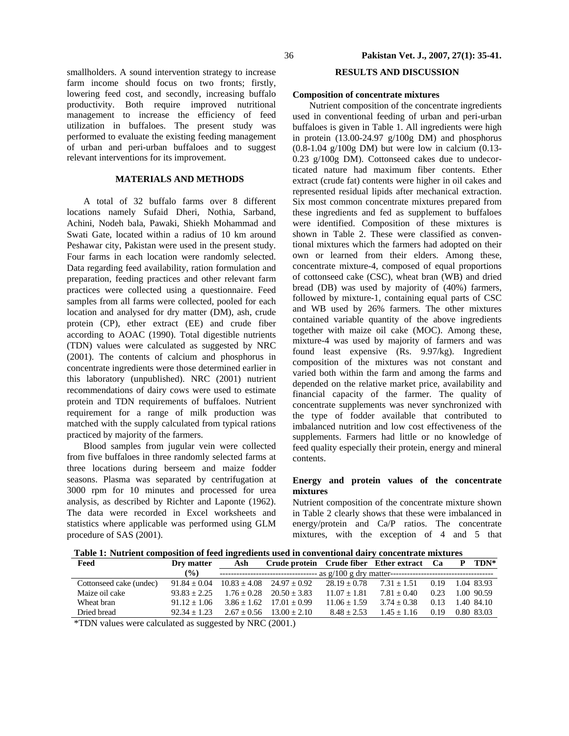smallholders. A sound intervention strategy to increase farm income should focus on two fronts; firstly, lowering feed cost, and secondly, increasing buffalo productivity. Both require improved nutritional management to increase the efficiency of feed utilization in buffaloes. The present study was performed to evaluate the existing feeding management of urban and peri-urban buffaloes and to suggest relevant interventions for its improvement.

## MATERIALS AND METHODS

A total of 32 buffalo farms over 8 different locations namely Sufaid Dheri, Nothia, Sarband, Achini, Nodeh bala, Pawaki, Shiekh Mohammad and Swati Gate, located within a radius of 10 km around Peshawar city, Pakistan were used in the present study. Four farms in each location were randomly selected. Data regarding feed availability, ration formulation and preparation, feeding practices and other relevant farm practices were collected using a questionnaire. Feed samples from all farms were collected, pooled for each location and analysed for dry matter (DM), ash, crude protein (CP), ether extract (EE) and crude fiber according to AOAC (1990). Total digestible nutrients (TDN) values were calculated as suggested by NRC (2001). The contents of calcium and phosphorus in concentrate ingredients were those determined earlier in this laboratory (unpublished). NRC (2001) nutrient recommendations of dairy cows were used to estimate protein and TDN requirements of buffaloes. Nutrient requirement for a range of milk production was matched with the supply calculated from typical rations practiced by majority of the farmers.

Blood samples from jugular vein were collected from five buffaloes in three randomly selected farms at three locations during berseem and maize fodder seasons. Plasma was separated by centrifugation at 3000 rpm for 10 minutes and processed for urea analysis, as described by Richter and Laponte (1962). The data were recorded in Excel worksheets and statistics where applicable was performed using GLM procedure of SAS (2001).

## RESULTS AND DISCUSSION

### Composition of concentrate mixtures

Nutrient composition of the concentrate ingredients used in conventional feeding of urban and peri-urban buffaloes is given in Table 1. All ingredients were high in protein (13.00-24.97 g/100g DM) and phosphorus (0.8-1.04 g/100g DM) but were low in calcium (0.13-0.23 g/100g DM). Cottonseed cakes due to undecorticated nature had maximum fiber contents. Ether extract (crude fat) contents were higher in oil cakes and represented residual lipids after mechanical extraction. Six most common concentrate mixtures prepared from these ingredients and fed as supplement to buffaloes were identified. Composition of these mixtures is shown in Table 2. These were classified as conventional mixtures which the farmers had adopted on their own or learned from their elders. Among these, concentrate mixture-4, composed of equal proportions of cottonseed cake (CSC), wheat bran (WB) and dried bread (DB) was used by majority of (40%) farmers, followed by mixture-1, containing equal parts of CSC and WB used by 26% farmers. The other mixtures contained variable quantity of the above ingredients together with maize oil cake (MOC). Among these, mixture-4 was used by majority of farmers and was found least expensive (Rs. 9.97/kg). Ingredient composition of the mixtures was not constant and varied both within the farm and among the farms and depended on the relative market price, availability and financial capacity of the farmer. The quality of concentrate supplements was never synchronized with the type of fodder available that contributed to imbalanced nutrition and low cost effectiveness of the supplements. Farmers had little or no knowledge of feed quality especially their protein, energy and mineral contents.

### Energy and protein values of the concentrate mixtures

Nutrient composition of the concentrate mixture shown in Table 2 clearly shows that these were imbalanced in energy/protein and Ca/P ratios. The concentrate mixtures, with the exception of 4 and 5 that

**Table 1: Nutrient composition of feed ingredients used in conventional dairy concentrate mixtures**

| Feed | Dry matter (%) | Ash | Crude protein | Crude fiber | Ether extract | Ca | P | TDN* |
|---|---|---|---|---|---|---|---|---|
| | | as g/100 g dry matter | | | | | | |
| Cottonseed cake (undec) | 91.84 ± 0.04 | 10.83 ± 4.08 | 24.97 ± 0.92 | 28.19 ± 0.78 | 7.31 ± 1.51 | 0.19 | 1.04 | 83.93 |
| Maize oil cake | 93.83 ± 2.25 | 1.76 ± 0.28 | 20.50 ± 3.83 | 11.07 ± 1.81 | 7.81 ± 0.40 | 0.23 | 1.00 | 90.59 |
| Wheat bran | 91.12 ± 1.06 | 3.86 ± 1.62 | 17.01 ± 0.99 | 11.06 ± 1.59 | 3.74 ± 0.38 | 0.13 | 1.40 | 84.10 |
| Dried bread | 92.34 ± 1.23 | 2.67 ± 0.56 | 13.00 ± 2.10 | 8.48 ± 2.53 | 1.45 ± 1.16 | 0.19 | 0.80 | 83.03 |

*TDN values were calculated as suggested by NRC (2001.)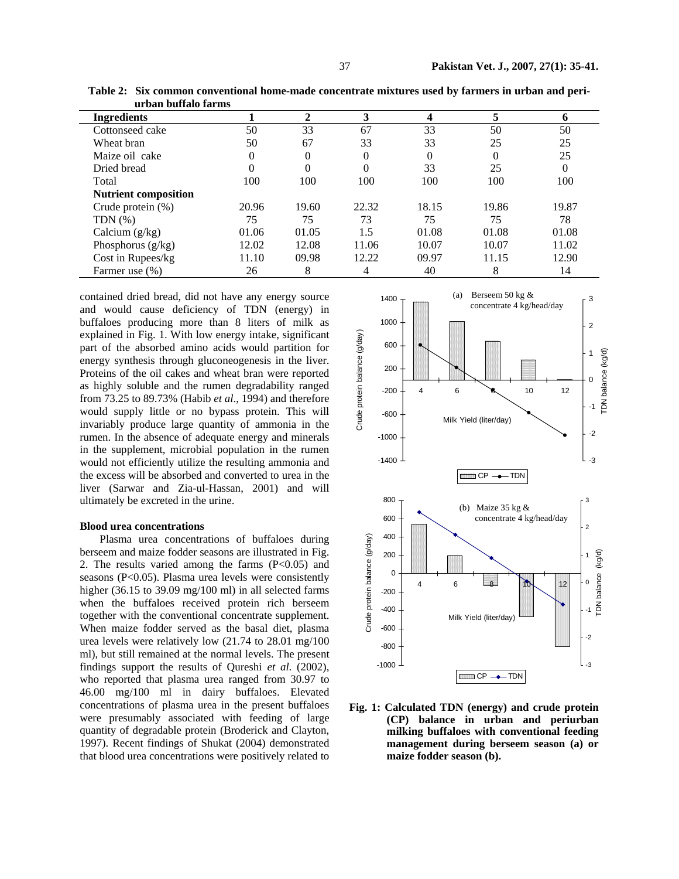**Table 2: Six common conventional home-made concentrate mixtures used by farmers in urban and peri-urban buffalo farms**

| Ingredients | 1 | 2 | 3 | 4 | 5 | 6 |
|---|---|---|---|---|---|---|
| Cottonseed cake | 50 | 33 | 67 | 33 | 50 | 50 |
| Wheat bran | 50 | 67 | 33 | 33 | 25 | 25 |
| Maize oil cake | 0 | 0 | 0 | 0 | 0 | 25 |
| Dried bread | 0 | 0 | 0 | 33 | 25 | 0 |
| Total | 100 | 100 | 100 | 100 | 100 | 100 |
| **Nutrient composition** | | | | | | |
| Crude protein (%) | 20.96 | 19.60 | 22.32 | 18.15 | 19.86 | 19.87 |
| TDN (%) | 75 | 75 | 73 | 75 | 75 | 78 |
| Calcium (g/kg) | 01.06 | 01.05 | 1.5 | 01.08 | 01.08 | 01.08 |
| Phosphorus (g/kg) | 12.02 | 12.08 | 11.06 | 10.07 | 10.07 | 11.02 |
| Cost in Rupees/kg | 11.10 | 09.98 | 12.22 | 09.97 | 11.15 | 12.90 |
| Farmer use (%) | 26 | 8 | 4 | 40 | 8 | 14 |

contained dried bread, did not have any energy source and would cause deficiency of TDN (energy) in buffaloes producing more than 8 liters of milk as explained in Fig. 1. With low energy intake, significant part of the absorbed amino acids would partition for energy synthesis through gluconeogenesis in the liver. Proteins of the oil cakes and wheat bran were reported as highly soluble and the rumen degradability ranged from 73.25 to 89.73% (Habib *et al*., 1994) and therefore would supply little or no bypass protein. This will invariably produce large quantity of ammonia in the rumen. In the absence of adequate energy and minerals in the supplement, microbial population in the rumen would not efficiently utilize the resulting ammonia and the excess will be absorbed and converted to urea in the liver (Sarwar and Zia-ul-Hassan, 2001) and will ultimately be excreted in the urine.

### Blood urea concentrations

Plasma urea concentrations of buffaloes during berseem and maize fodder seasons are illustrated in Fig. 2. The results varied among the farms ($P<0.05$) and seasons ($P<0.05$). Plasma urea levels were consistently higher (36.15 to 39.09 mg/100 ml) in all selected farms when the buffaloes received protein rich berseem together with the conventional concentrate supplement. When maize fodder served as the basal diet, plasma urea levels were relatively low (21.74 to 28.01 mg/100 ml), but still remained at the normal levels. The present findings support the results of Qureshi *et al.* (2002), who reported that plasma urea ranged from 30.97 to 46.00 mg/100 ml in dairy buffaloes. Elevated concentrations of plasma urea in the present buffaloes were presumably associated with feeding of large quantity of degradable protein (Broderick and Clayton, 1997). Recent findings of Shukat (2004) demonstrated that blood urea concentrations were positively related to

**Fig. 1: Calculated TDN (energy) and crude protein (CP) balance in urban and periurban milking buffaloes with conventional feeding management during berseem season (a) or maize fodder season (b).**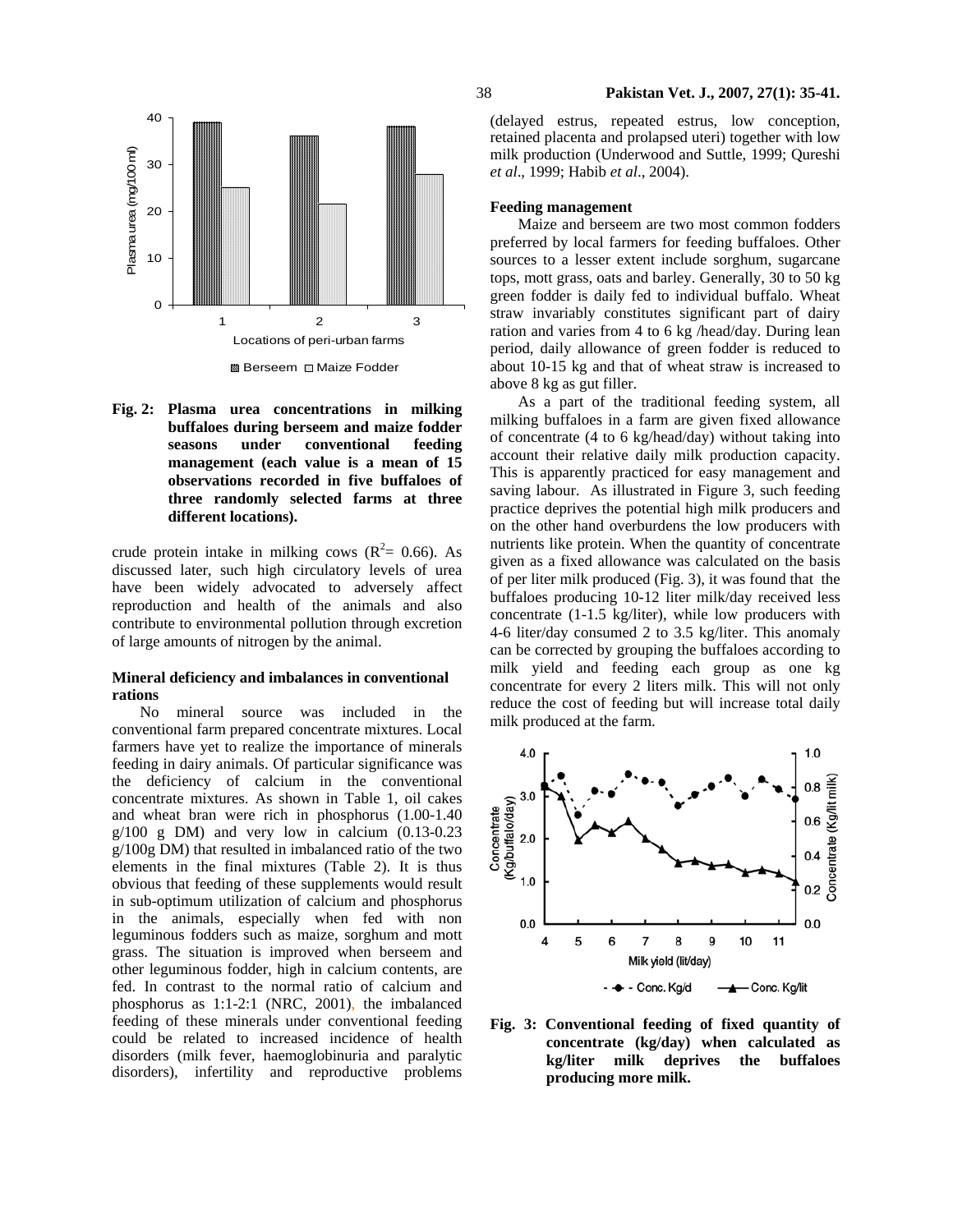Fig. 2: **Plasma urea concentrations in milking buffaloes during berseem and maize fodder seasons under conventional feeding management (each value is a mean of 15 observations recorded in five buffaloes of three randomly selected farms at three different locations).**

crude protein intake in milking cows ($R^2$= 0.66). As discussed later, such high circulatory levels of urea have been widely advocated to adversely affect reproduction and health of the animals and also contribute to environmental pollution through excretion of large amounts of nitrogen by the animal.

### Mineral deficiency and imbalances in conventional rations

No mineral source was included in the conventional farm prepared concentrate mixtures. Local farmers have yet to realize the importance of minerals feeding in dairy animals. Of particular significance was the deficiency of calcium in the conventional concentrate mixtures. As shown in Table 1, oil cakes and wheat bran were rich in phosphorus (1.00-1.40 g/100 g DM) and very low in calcium (0.13-0.23 g/100g DM) that resulted in imbalanced ratio of the two elements in the final mixtures (Table 2). It is thus obvious that feeding of these supplements would result in sub-optimum utilization of calcium and phosphorus in the animals, especially when fed with non leguminous fodders such as maize, sorghum and mott grass. The situation is improved when berseem and other leguminous fodder, high in calcium contents, are fed. In contrast to the normal ratio of calcium and phosphorus as 1:1-2:1 (NRC, 2001), the imbalanced feeding of these minerals under conventional feeding could be related to increased incidence of health disorders (milk fever, haemoglobinuria and paralytic disorders), infertility and reproductive problems (delayed estrus, repeated estrus, low conception, retained placenta and prolapsed uteri) together with low milk production (Underwood and Suttle, 1999; Qureshi *et al*., 1999; Habib *et al*., 2004).

### Feeding management

Maize and berseem are two most common fodders preferred by local farmers for feeding buffaloes. Other sources to a lesser extent include sorghum, sugarcane tops, mott grass, oats and barley. Generally, 30 to 50 kg green fodder is daily fed to individual buffalo. Wheat straw invariably constitutes significant part of dairy ration and varies from 4 to 6 kg /head/day. During lean period, daily allowance of green fodder is reduced to about 10-15 kg and that of wheat straw is increased to above 8 kg as gut filler.

As a part of the traditional feeding system, all milking buffaloes in a farm are given fixed allowance of concentrate (4 to 6 kg/head/day) without taking into account their relative daily milk production capacity. This is apparently practiced for easy management and saving labour. As illustrated in Figure 3, such feeding practice deprives the potential high milk producers and on the other hand overburdens the low producers with nutrients like protein. When the quantity of concentrate given as a fixed allowance was calculated on the basis of per liter milk produced (Fig. 3), it was found that the buffaloes producing 10-12 liter milk/day received less concentrate (1-1.5 kg/liter), while low producers with 4-6 liter/day consumed 2 to 3.5 kg/liter. This anomaly can be corrected by grouping the buffaloes according to milk yield and feeding each group as one kg concentrate for every 2 liters milk. This will not only reduce the cost of feeding but will increase total daily milk produced at the farm.

**Fig. 3: Conventional feeding of fixed quantity of concentrate (kg/day) when calculated as kg/liter milk deprives the buffaloes producing more milk.**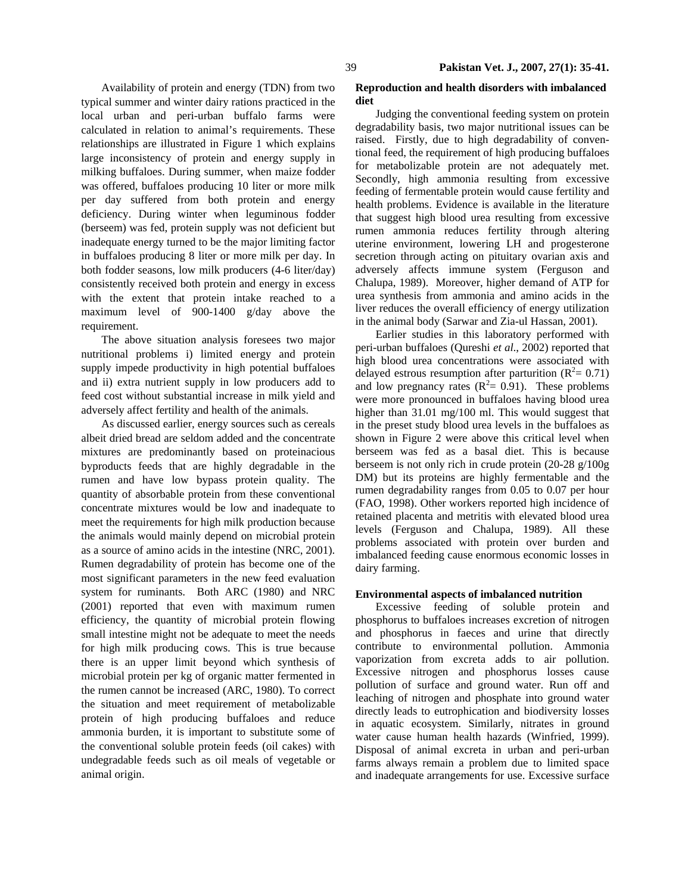Availability of protein and energy (TDN) from two typical summer and winter dairy rations practiced in the local urban and peri-urban buffalo farms were calculated in relation to animal's requirements. These relationships are illustrated in Figure 1 which explains large inconsistency of protein and energy supply in milking buffaloes. During summer, when maize fodder was offered, buffaloes producing 10 liter or more milk per day suffered from both protein and energy deficiency. During winter when leguminous fodder (berseem) was fed, protein supply was not deficient but inadequate energy turned to be the major limiting factor in buffaloes producing 8 liter or more milk per day. In both fodder seasons, low milk producers (4-6 liter/day) consistently received both protein and energy in excess with the extent that protein intake reached to a maximum level of 900-1400 g/day above the requirement.

The above situation analysis foresees two major nutritional problems i) limited energy and protein supply impede productivity in high potential buffaloes and ii) extra nutrient supply in low producers add to feed cost without substantial increase in milk yield and adversely affect fertility and health of the animals.

As discussed earlier, energy sources such as cereals albeit dried bread are seldom added and the concentrate mixtures are predominantly based on proteinacious byproducts feeds that are highly degradable in the rumen and have low bypass protein quality. The quantity of absorbable protein from these conventional concentrate mixtures would be low and inadequate to meet the requirements for high milk production because the animals would mainly depend on microbial protein as a source of amino acids in the intestine (NRC, 2001). Rumen degradability of protein has become one of the most significant parameters in the new feed evaluation system for ruminants. Both ARC (1980) and NRC (2001) reported that even with maximum rumen efficiency, the quantity of microbial protein flowing small intestine might not be adequate to meet the needs for high milk producing cows. This is true because there is an upper limit beyond which synthesis of microbial protein per kg of organic matter fermented in the rumen cannot be increased (ARC, 1980). To correct the situation and meet requirement of metabolizable protein of high producing buffaloes and reduce ammonia burden, it is important to substitute some of the conventional soluble protein feeds (oil cakes) with undegradable feeds such as oil meals of vegetable or animal origin.

## Reproduction and health disorders with imbalanced diet

Judging the conventional feeding system on protein degradability basis, two major nutritional issues can be raised. Firstly, due to high degradability of conventional feed, the requirement of high producing buffaloes for metabolizable protein are not adequately met. Secondly, high ammonia resulting from excessive feeding of fermentable protein would cause fertility and health problems. Evidence is available in the literature that suggest high blood urea resulting from excessive rumen ammonia reduces fertility through altering uterine environment, lowering LH and progesterone secretion through acting on pituitary ovarian axis and adversely affects immune system (Ferguson and Chalupa, 1989). Moreover, higher demand of ATP for urea synthesis from ammonia and amino acids in the liver reduces the overall efficiency of energy utilization in the animal body (Sarwar and Zia-ul Hassan, 2001).

Earlier studies in this laboratory performed with peri-urban buffaloes (Qureshi *et al.*, 2002) reported that high blood urea concentrations were associated with delayed estrous resumption after parturition ($R^2 = 0.71$) and low pregnancy rates ($R^2 = 0.91$). These problems were more pronounced in buffaloes having blood urea higher than 31.01 mg/100 ml. This would suggest that in the preset study blood urea levels in the buffaloes as shown in Figure 2 were above this critical level when berseem was fed as a basal diet. This is because berseem is not only rich in crude protein (20-28 g/100g DM) but its proteins are highly fermentable and the rumen degradability ranges from 0.05 to 0.07 per hour (FAO, 1998). Other workers reported high incidence of retained placenta and metritis with elevated blood urea levels (Ferguson and Chalupa, 1989). All these problems associated with protein over burden and imbalanced feeding cause enormous economic losses in dairy farming.

## Environmental aspects of imbalanced nutrition

Excessive feeding of soluble protein and phosphorus to buffaloes increases excretion of nitrogen and phosphorus in faeces and urine that directly contribute to environmental pollution. Ammonia vaporization from excreta adds to air pollution. Excessive nitrogen and phosphorus losses cause pollution of surface and ground water. Run off and leaching of nitrogen and phosphate into ground water directly leads to eutrophication and biodiversity losses in aquatic ecosystem. Similarly, nitrates in ground water cause human health hazards (Winfried, 1999). Disposal of animal excreta in urban and peri-urban farms always remain a problem due to limited space and inadequate arrangements for use. Excessive surface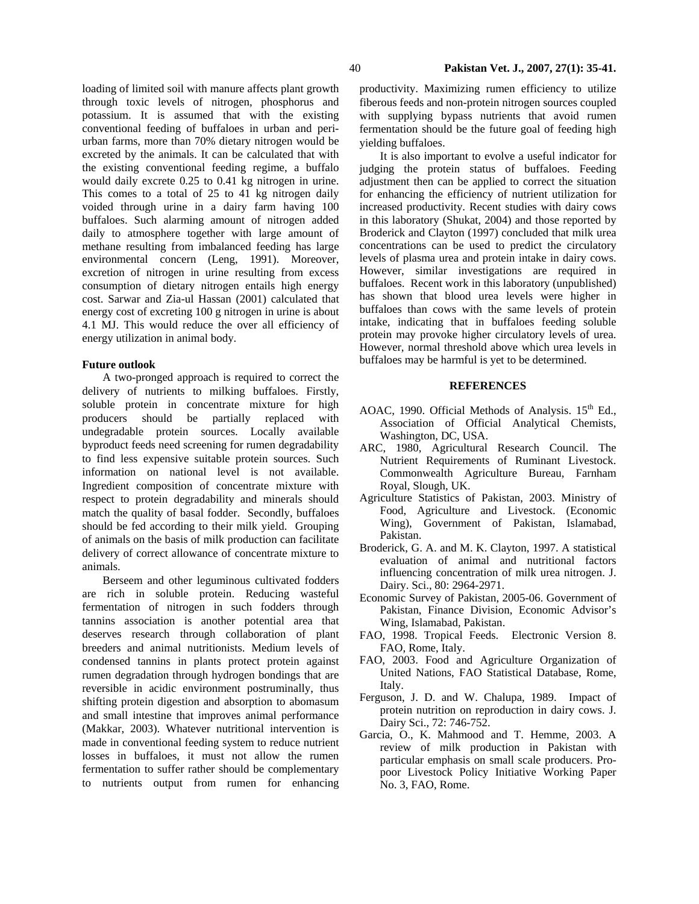loading of limited soil with manure affects plant growth through toxic levels of nitrogen, phosphorus and potassium. It is assumed that with the existing conventional feeding of buffaloes in urban and peri-urban farms, more than 70% dietary nitrogen would be excreted by the animals. It can be calculated that with the existing conventional feeding regime, a buffalo would daily excrete 0.25 to 0.41 kg nitrogen in urine. This comes to a total of 25 to 41 kg nitrogen daily voided through urine in a dairy farm having 100 buffaloes. Such alarming amount of nitrogen added daily to atmosphere together with large amount of methane resulting from imbalanced feeding has large environmental concern (Leng, 1991). Moreover, excretion of nitrogen in urine resulting from excess consumption of dietary nitrogen entails high energy cost. Sarwar and Zia-ul Hassan (2001) calculated that energy cost of excreting 100 g nitrogen in urine is about 4.1 MJ. This would reduce the over all efficiency of energy utilization in animal body.

**Future outlook**

A two-pronged approach is required to correct the delivery of nutrients to milking buffaloes. Firstly, soluble protein in concentrate mixture for high producers should be partially replaced with undegradable protein sources. Locally available byproduct feeds need screening for rumen degradability to find less expensive suitable protein sources. Such information on national level is not available. Ingredient composition of concentrate mixture with respect to protein degradability and minerals should match the quality of basal fodder. Secondly, buffaloes should be fed according to their milk yield. Grouping of animals on the basis of milk production can facilitate delivery of correct allowance of concentrate mixture to animals.

Berseem and other leguminous cultivated fodders are rich in soluble protein. Reducing wasteful fermentation of nitrogen in such fodders through tannins association is another potential area that deserves research through collaboration of plant breeders and animal nutritionists. Medium levels of condensed tannins in plants protect protein against rumen degradation through hydrogen bondings that are reversible in acidic environment postruminally, thus shifting protein digestion and absorption to abomasum and small intestine that improves animal performance (Makkar, 2003). Whatever nutritional intervention is made in conventional feeding system to reduce nutrient losses in buffaloes, it must not allow the rumen fermentation to suffer rather should be complementary to nutrients output from rumen for enhancing productivity. Maximizing rumen efficiency to utilize fiberous feeds and non-protein nitrogen sources coupled with supplying bypass nutrients that avoid rumen fermentation should be the future goal of feeding high yielding buffaloes.

It is also important to evolve a useful indicator for judging the protein status of buffaloes. Feeding adjustment then can be applied to correct the situation for enhancing the efficiency of nutrient utilization for increased productivity. Recent studies with dairy cows in this laboratory (Shukat, 2004) and those reported by Broderick and Clayton (1997) concluded that milk urea concentrations can be used to predict the circulatory levels of plasma urea and protein intake in dairy cows. However, similar investigations are required in buffaloes. Recent work in this laboratory (unpublished) has shown that blood urea levels were higher in buffaloes than cows with the same levels of protein intake, indicating that in buffaloes feeding soluble protein may provoke higher circulatory levels of urea. However, normal threshold above which urea levels in buffaloes may be harmful is yet to be determined.

## REFERENCES

AOAC, 1990. Official Methods of Analysis. 15th Ed., Association of Official Analytical Chemists, Washington, DC, USA.

ARC, 1980, Agricultural Research Council. The Nutrient Requirements of Ruminant Livestock. Commonwealth Agriculture Bureau, Farnham Royal, Slough, UK.

Agriculture Statistics of Pakistan, 2003. Ministry of Food, Agriculture and Livestock. (Economic Wing), Government of Pakistan, Islamabad, Pakistan.

Broderick, G. A. and M. K. Clayton, 1997. A statistical evaluation of animal and nutritional factors influencing concentration of milk urea nitrogen. J. Dairy. Sci., 80: 2964-2971.

Economic Survey of Pakistan, 2005-06. Government of Pakistan, Finance Division, Economic Advisor's Wing, Islamabad, Pakistan.

FAO, 1998. Tropical Feeds. Electronic Version 8. FAO, Rome, Italy.

FAO, 2003. Food and Agriculture Organization of United Nations, FAO Statistical Database, Rome, Italy.

Ferguson, J. D. and W. Chalupa, 1989. Impact of protein nutrition on reproduction in dairy cows. J. Dairy Sci., 72: 746-752.

Garcia, O., K. Mahmood and T. Hemme, 2003. A review of milk production in Pakistan with particular emphasis on small scale producers. Pro-poor Livestock Policy Initiative Working Paper No. 3, FAO, Rome.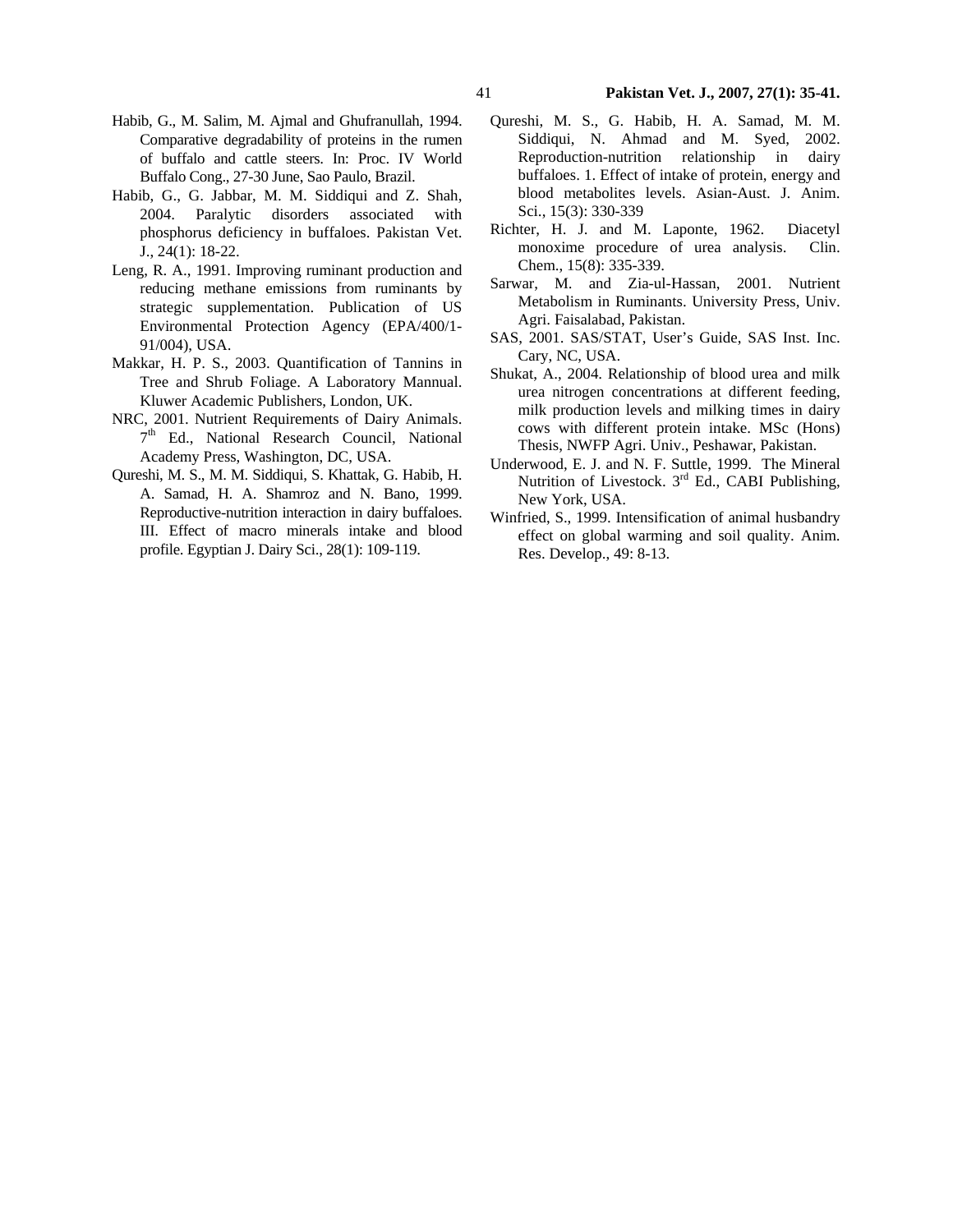Habib, G., M. Salim, M. Ajmal and Ghufranullah, 1994. Comparative degradability of proteins in the rumen of buffalo and cattle steers. In: Proc. IV World Buffalo Cong., 27-30 June, Sao Paulo, Brazil.

Habib, G., G. Jabbar, M. M. Siddiqui and Z. Shah, 2004. Paralytic disorders associated with phosphorus deficiency in buffaloes. Pakistan Vet. J., 24(1): 18-22.

Leng, R. A., 1991. Improving ruminant production and reducing methane emissions from ruminants by strategic supplementation. Publication of US Environmental Protection Agency (EPA/400/1-91/004), USA.

Makkar, H. P. S., 2003. Quantification of Tannins in Tree and Shrub Foliage. A Laboratory Mannual. Kluwer Academic Publishers, London, UK.

NRC, 2001. Nutrient Requirements of Dairy Animals. 7th Ed., National Research Council, National Academy Press, Washington, DC, USA.

Qureshi, M. S., M. M. Siddiqui, S. Khattak, G. Habib, H. A. Samad, H. A. Shamroz and N. Bano, 1999. Reproductive-nutrition interaction in dairy buffaloes. III. Effect of macro minerals intake and blood profile. Egyptian J. Dairy Sci., 28(1): 109-119.

Qureshi, M. S., G. Habib, H. A. Samad, M. M. Siddiqui, N. Ahmad and M. Syed, 2002. Reproduction-nutrition relationship in dairy buffaloes. 1. Effect of intake of protein, energy and blood metabolites levels. Asian-Aust. J. Anim. Sci., 15(3): 330-339

Richter, H. J. and M. Laponte, 1962. Diacetyl monoxime procedure of urea analysis. Clin. Chem., 15(8): 335-339.

Sarwar, M. and Zia-ul-Hassan, 2001. Nutrient Metabolism in Ruminants. University Press, Univ. Agri. Faisalabad, Pakistan.

SAS, 2001. SAS/STAT, User's Guide, SAS Inst. Inc. Cary, NC, USA.

Shukat, A., 2004. Relationship of blood urea and milk urea nitrogen concentrations at different feeding, milk production levels and milking times in dairy cows with different protein intake. MSc (Hons) Thesis, NWFP Agri. Univ., Peshawar, Pakistan.

Underwood, E. J. and N. F. Suttle, 1999. The Mineral Nutrition of Livestock. 3rd Ed., CABI Publishing, New York, USA.

Winfried, S., 1999. Intensification of animal husbandry effect on global warming and soil quality. Anim. Res. Develop., 49: 8-13.